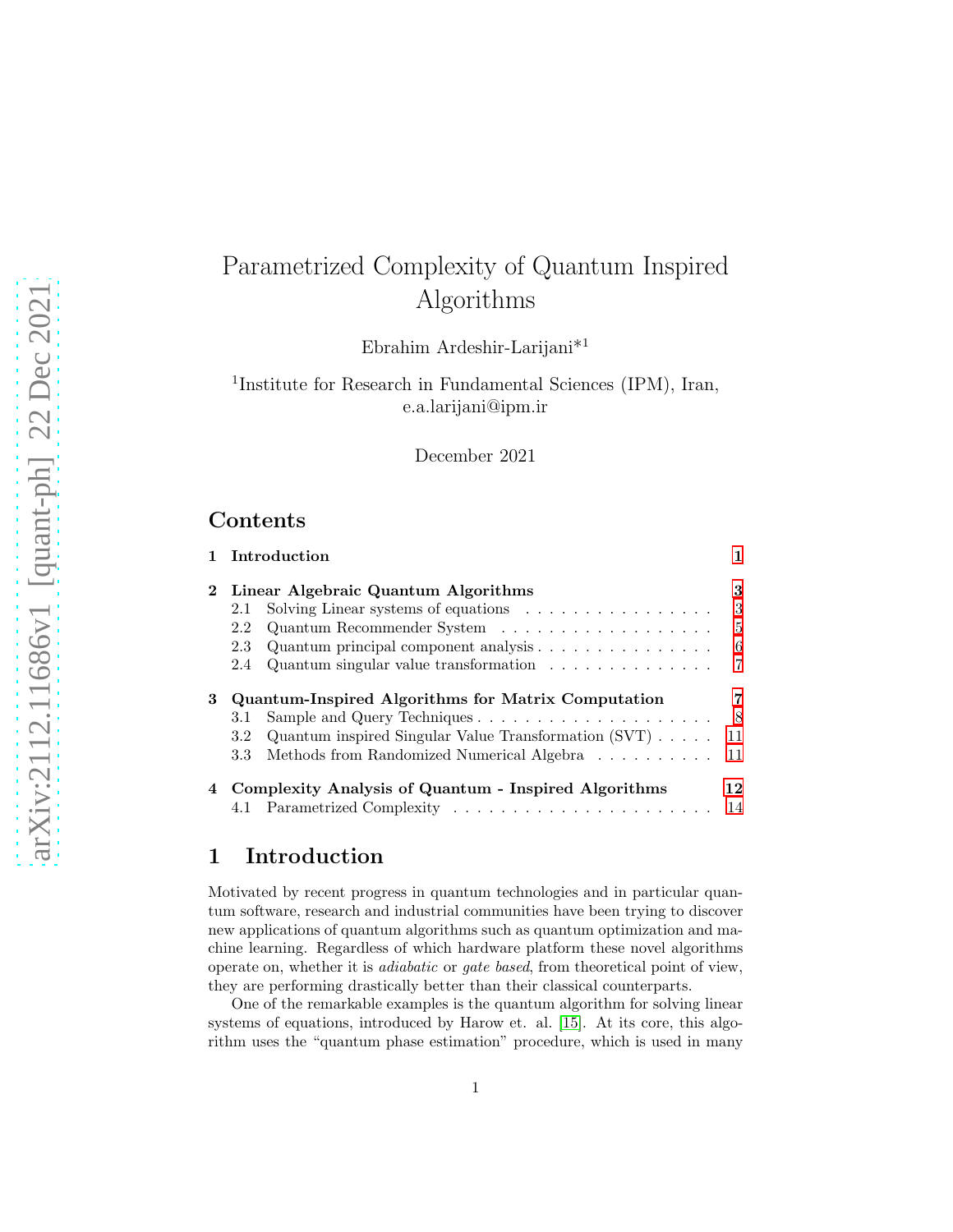# Parametrized Complexity of Quantum Inspired Algorithms

Ebrahim Ardeshir-Larijani*[1]

[1]Institute for Research in Fundamental Sciences (IPM), Iran, e.a.larijani@ipm.ir

December 2021

## Contents

- **1 Introduction** — 1
- **2 Linear Algebraic Quantum Algorithms** — 3
  - 2.1 Solving Linear systems of equations — 3
  - 2.2 Quantum Recommender System — 5
  - 2.3 Quantum principal component analysis — 6
  - 2.4 Quantum singular value transformation — 7
- **3 Quantum-Inspired Algorithms for Matrix Computation** — 7
  - 3.1 Sample and Query Techniques — 8
  - 3.2 Quantum inspired Singular Value Transformation (SVT) — 11
  - 3.3 Methods from Randomized Numerical Algebra — 11
- **4 Complexity Analysis of Quantum - Inspired Algorithms** — 12
  - 4.1 Parametrized Complexity — 14

## 1 Introduction

Motivated by recent progress in quantum technologies and in particular quantum software, research and industrial communities have been trying to discover new applications of quantum algorithms such as quantum optimization and machine learning. Regardless of which hardware platform these novel algorithms operate on, whether it is *adiabatic* or *gate based*, from theoretical point of view, they are performing drastically better than their classical counterparts.

One of the remarkable examples is the quantum algorithm for solving linear systems of equations, introduced by Harow et. al. [15]. At its core, this algorithm uses the "quantum phase estimation" procedure, which is used in many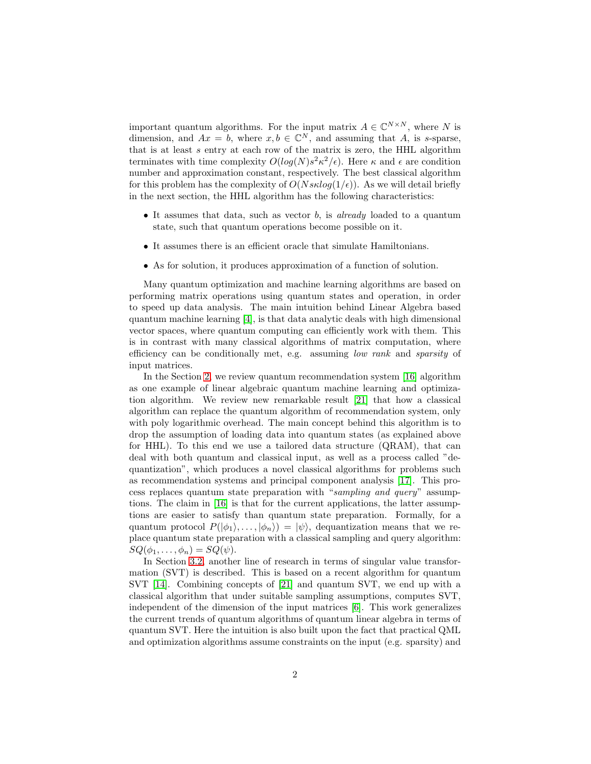important quantum algorithms. For the input matrix $A \in \mathbb{C}^{N \times N}$, where $N$ is dimension, and $Ax = b$, where $x, b \in \mathbb{C}^N$, and assuming that $A$, is $s$-sparse, that is at least $s$ entry at each row of the matrix is zero, the HHL algorithm terminates with time complexity $O(log(N)s^2\kappa^2/\epsilon)$. Here $\kappa$ and $\epsilon$ are condition number and approximation constant, respectively. The best classical algorithm for this problem has the complexity of $O(Ns\kappa log(1/\epsilon))$. As we will detail briefly in the next section, the HHL algorithm has the following characteristics:

- It assumes that data, such as vector $b$, is *already* loaded to a quantum state, such that quantum operations become possible on it.
- It assumes there is an efficient oracle that simulate Hamiltonians.
- As for solution, it produces approximation of a function of solution.

Many quantum optimization and machine learning algorithms are based on performing matrix operations using quantum states and operation, in order to speed up data analysis. The main intuition behind Linear Algebra based quantum machine learning [4], is that data analytic deals with high dimensional vector spaces, where quantum computing can efficiently work with them. This is in contrast with many classical algorithms of matrix computation, where efficiency can be conditionally met, e.g. assuming *low rank* and *sparsity* of input matrices.

In the Section 2, we review quantum recommendation system [16] algorithm as one example of linear algebraic quantum machine learning and optimization algorithm. We review new remarkable result [21] that how a classical algorithm can replace the quantum algorithm of recommendation system, only with poly logarithmic overhead. The main concept behind this algorithm is to drop the assumption of loading data into quantum states (as explained above for HHL). To this end we use a tailored data structure (QRAM), that can deal with both quantum and classical input, as well as a process called "dequantization", which produces a novel classical algorithms for problems such as recommendation systems and principal component analysis [17]. This process replaces quantum state preparation with "*sampling and query*" assumptions. The claim in [16] is that for the current applications, the latter assumptions are easier to satisfy than quantum state preparation. Formally, for a quantum protocol $P(|\phi_1\rangle, \dots, |\phi_n\rangle) = |\psi\rangle$, dequantization means that we replace quantum state preparation with a classical sampling and query algorithm: $SQ(\phi_1, \dots, \phi_n) = SQ(\psi)$.

In Section 3.2, another line of research in terms of singular value transformation (SVT) is described. This is based on a recent algorithm for quantum SVT [14]. Combining concepts of [21] and quantum SVT, we end up with a classical algorithm that under suitable sampling assumptions, computes SVT, independent of the dimension of the input matrices [6]. This work generalizes the current trends of quantum algorithms of quantum linear algebra in terms of quantum SVT. Here the intuition is also built upon the fact that practical QML and optimization algorithms assume constraints on the input (e.g. sparsity) and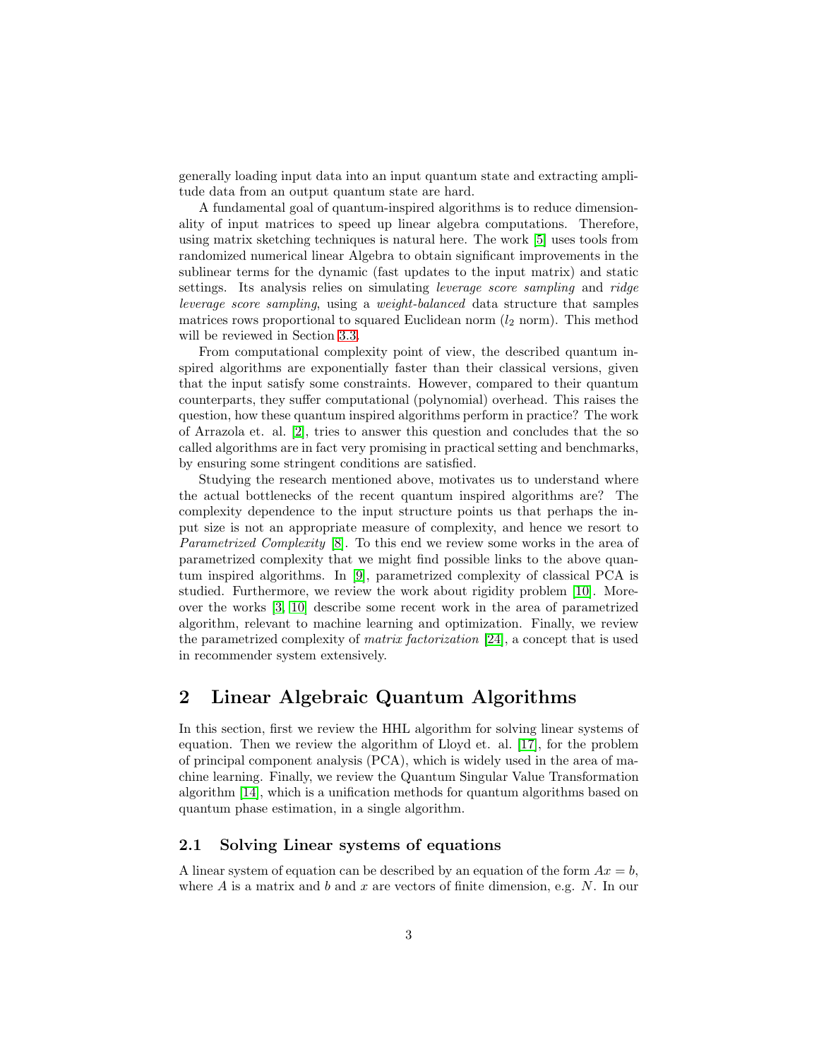generally loading input data into an input quantum state and extracting amplitude data from an output quantum state are hard.

A fundamental goal of quantum-inspired algorithms is to reduce dimensionality of input matrices to speed up linear algebra computations. Therefore, using matrix sketching techniques is natural here. The work [5] uses tools from randomized numerical linear Algebra to obtain significant improvements in the sublinear terms for the dynamic (fast updates to the input matrix) and static settings. Its analysis relies on simulating *leverage score sampling* and *ridge leverage score sampling*, using a *weight-balanced* data structure that samples matrices rows proportional to squared Euclidean norm ($l_2$ norm). This method will be reviewed in Section 3.3.

From computational complexity point of view, the described quantum inspired algorithms are exponentially faster than their classical versions, given that the input satisfy some constraints. However, compared to their quantum counterparts, they suffer computational (polynomial) overhead. This raises the question, how these quantum inspired algorithms perform in practice? The work of Arrazola et. al. [2], tries to answer this question and concludes that the so called algorithms are in fact very promising in practical setting and benchmarks, by ensuring some stringent conditions are satisfied.

Studying the research mentioned above, motivates us to understand where the actual bottlenecks of the recent quantum inspired algorithms are? The complexity dependence to the input structure points us that perhaps the input size is not an appropriate measure of complexity, and hence we resort to *Parametrized Complexity* [8]. To this end we review some works in the area of parametrized complexity that we might find possible links to the above quantum inspired algorithms. In [9], parametrized complexity of classical PCA is studied. Furthermore, we review the work about rigidity problem [10]. Moreover the works [3, 10] describe some recent work in the area of parametrized algorithm, relevant to machine learning and optimization. Finally, we review the parametrized complexity of *matrix factorization* [24], a concept that is used in recommender system extensively.

## 2 Linear Algebraic Quantum Algorithms

In this section, first we review the HHL algorithm for solving linear systems of equation. Then we review the algorithm of Lloyd et. al. [17], for the problem of principal component analysis (PCA), which is widely used in the area of machine learning. Finally, we review the Quantum Singular Value Transformation algorithm [14], which is a unification methods for quantum algorithms based on quantum phase estimation, in a single algorithm.

### 2.1 Solving Linear systems of equations

A linear system of equation can be described by an equation of the form $Ax = b$, where $A$ is a matrix and $b$ and $x$ are vectors of finite dimension, e.g. $N$. In our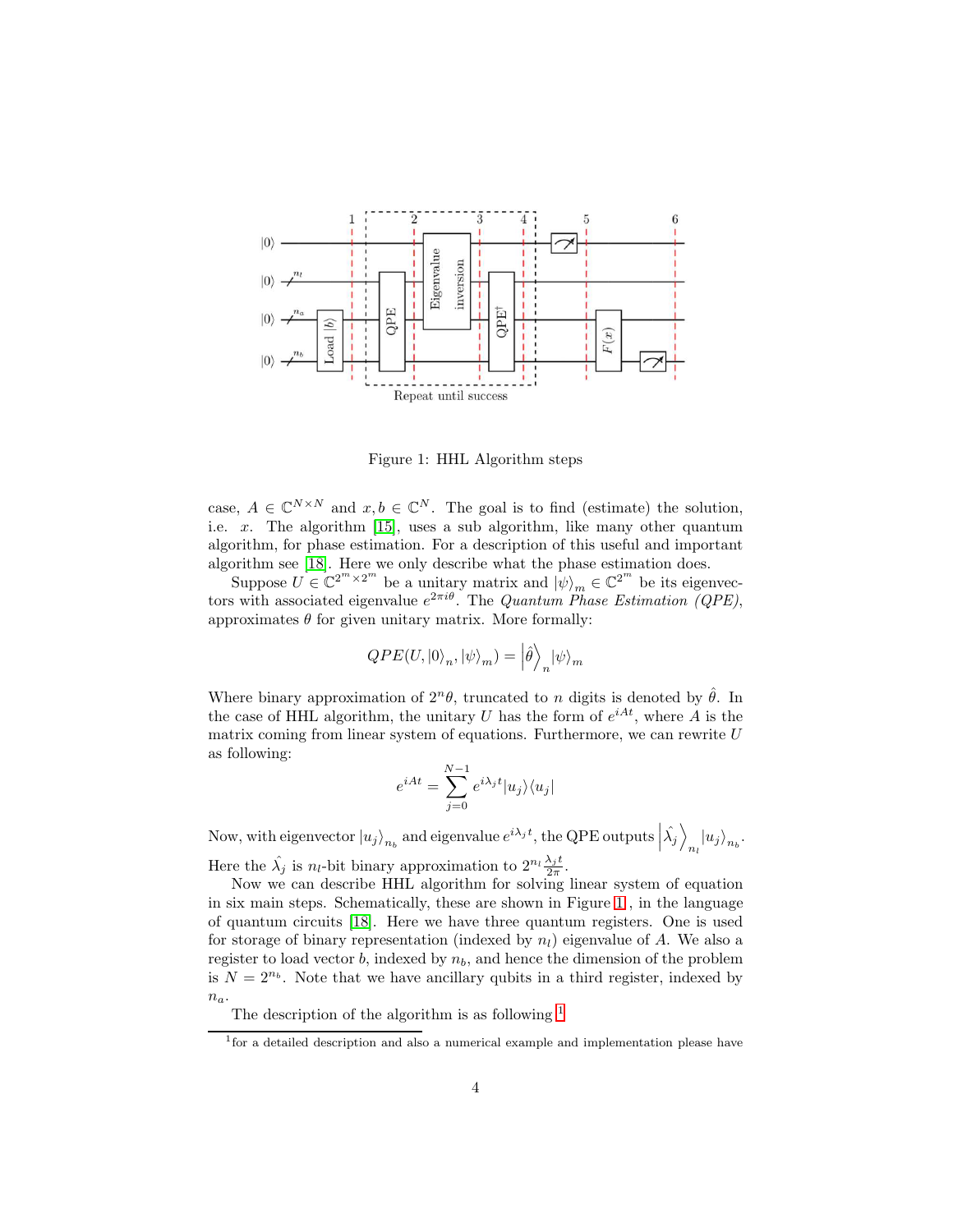Figure 1: HHL Algorithm steps

case, $A \in \mathbb{C}^{N\times N}$ and $x, b \in \mathbb{C}^N$. The goal is to find (estimate) the solution, i.e. $x$. The algorithm [15], uses a sub algorithm, like many other quantum algorithm, for phase estimation. For a description of this useful and important algorithm see [18]. Here we only describe what the phase estimation does.

Suppose $U \in \mathbb{C}^{2^m\times 2^m}$ be a unitary matrix and $|\psi\rangle_m \in \mathbb{C}^{2^m}$ be its eigenvectors with associated eigenvalue $e^{2\pi i\theta}$. The *Quantum Phase Estimation (QPE)*, approximates $\theta$ for given unitary matrix. More formally:

$$QPE(U, |0\rangle_n, |\psi\rangle_m) = \left|\hat{\theta}\right\rangle_n |\psi\rangle_m$$

Where binary approximation of $2^n\theta$, truncated to $n$ digits is denoted by $\hat{\theta}$. In the case of HHL algorithm, the unitary $U$ has the form of $e^{iAt}$, where $A$ is the matrix coming from linear system of equations. Furthermore, we can rewrite $U$ as following:

$$e^{iAt} = \sum_{j=0}^{N-1} e^{i\lambda_j t}|u_j\rangle\langle u_j|$$

Now, with eigenvector $|u_j\rangle_{n_b}$ and eigenvalue $e^{i\lambda_j t}$, the QPE outputs $\left|\hat{\lambda_j}\right\rangle_{n_l}|u_j\rangle_{n_b}$. Here the $\hat{\lambda_j}$ is $n_l$-bit binary approximation to $2^{n_l}\frac{\lambda_j t}{2\pi}$.

Now we can describe HHL algorithm for solving linear system of equation in six main steps. Schematically, these are shown in Figure 1 , in the language of quantum circuits [18]. Here we have three quantum registers. One is used for storage of binary representation (indexed by $n_l$) eigenvalue of $A$. We also a register to load vector $b$, indexed by $n_b$, and hence the dimension of the problem is $N = 2^{n_b}$. Note that we have ancillary qubits in a third register, indexed by $n_a$.

The description of the algorithm is as following [1]

[1] for a detailed description and also a numerical example and implementation please have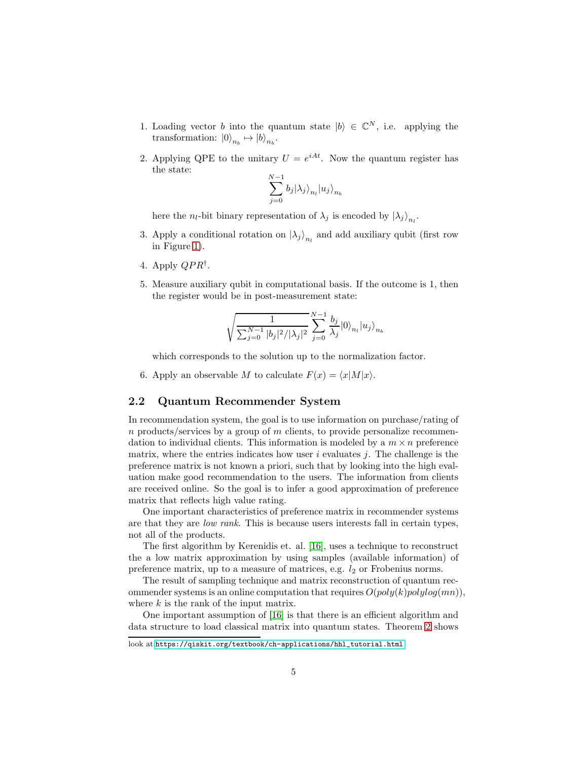1. Loading vector $b$ into the quantum state $|b\rangle \in \mathbb{C}^N$, i.e. applying the transformation: $|0\rangle_{n_b} \mapsto |b\rangle_{n_b}$.

2. Applying QPE to the unitary $U = e^{iAt}$. Now the quantum register has the state:
$$\sum_{j=0}^{N-1} b_j |\lambda_j\rangle_{n_l} |u_j\rangle_{n_b}$$
here the $n_l$-bit binary representation of $\lambda_j$ is encoded by $|\lambda_j\rangle_{n_l}$.

3. Apply a conditional rotation on $|\lambda_j\rangle_{n_l}$ and add auxiliary qubit (first row in Figure 1).

4. Apply $QPR^{\dagger}$.

5. Measure auxiliary qubit in computational basis. If the outcome is 1, then the register would be in post-measurement state:
$$\sqrt{\frac{1}{\sum_{j=0}^{N-1} |b_j|^2/|\lambda_j|^2}} \sum_{j=0}^{N-1} \frac{b_j}{\lambda_j} |0\rangle_{n_l} |u_j\rangle_{n_b}$$
which corresponds to the solution up to the normalization factor.

6. Apply an observable $M$ to calculate $F(x) = \langle x|M|x\rangle$.

## 2.2 Quantum Recommender System

In recommendation system, the goal is to use information on purchase/rating of $n$ products/services by a group of $m$ clients, to provide personalize recommendation to individual clients. This information is modeled by a $m \times n$ preference matrix, where the entries indicates how user $i$ evaluates $j$. The challenge is the preference matrix is not known a priori, such that by looking into the high evaluation make good recommendation to the users. The information from clients are received online. So the goal is to infer a good approximation of preference matrix that reflects high value rating.

One important characteristics of preference matrix in recommender systems are that they are *low rank*. This is because users interests fall in certain types, not all of the products.

The first algorithm by Kerenidis et. al. [16], uses a technique to reconstruct the a low matrix approximation by using samples (available information) of preference matrix, up to a measure of matrices, e.g. $l_2$ or Frobenius norms.

The result of sampling technique and matrix reconstruction of quantum recommender systems is an online computation that requires $O(poly(k)polylog(mn))$, where $k$ is the rank of the input matrix.

One important assumption of [16] is that there is an efficient algorithm and data structure to load classical matrix into quantum states. Theorem 2 shows

look at https://qiskit.org/textbook/ch-applications/hhl_tutorial.html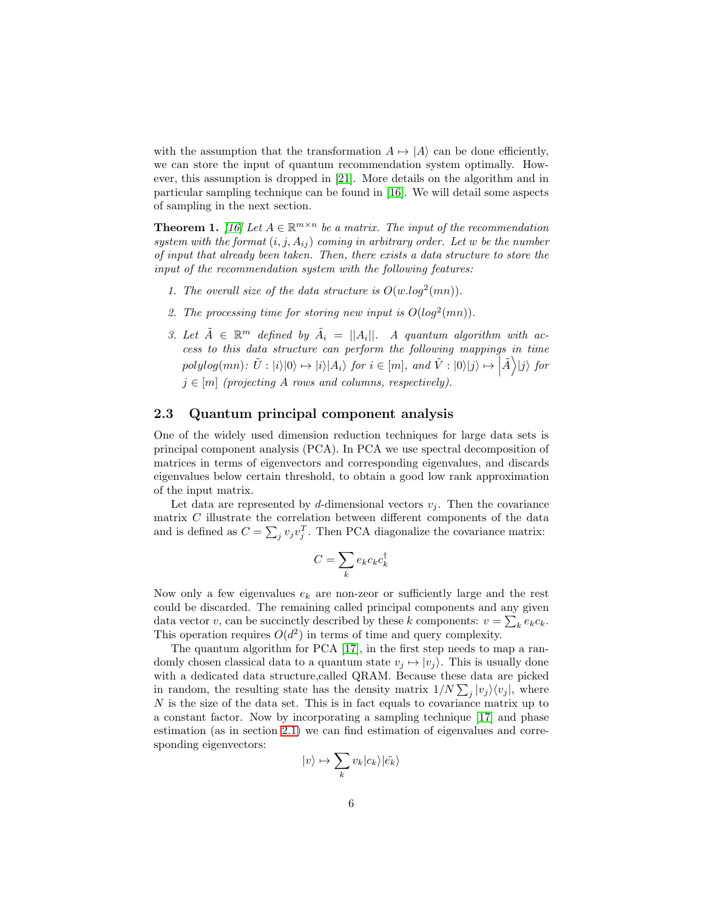with the assumption that the transformation $A \mapsto |A\rangle$ can be done efficiently, we can store the input of quantum recommendation system optimally. However, this assumption is dropped in [21]. More details on the algorithm and in particular sampling technique can be found in [16]. We will detail some aspects of sampling in the next section.

**Theorem 1.** *[16] Let $A \in \mathbb{R}^{m \times n}$ be a matrix. The input of the recommendation system with the format $(i, j, A_{ij})$ coming in arbitrary order. Let $w$ be the number of input that already been taken. Then, there exists a data structure to store the input of the recommendation system with the following features:*

1. *The overall size of the data structure is $O(w.log^2(mn))$.*
2. *The processing time for storing new input is $O(log^2(mn))$.*
3. *Let $\tilde{A} \in \mathbb{R}^m$ defined by $\tilde{A}_i = ||A_i||$. A quantum algorithm with access to this data structure can perform the following mappings in time $polylog(mn)$: $\tilde{U} : |i\rangle|0\rangle \mapsto |i\rangle|A_i\rangle$ for $i \in [m]$, and $\tilde{V} : |0\rangle|j\rangle \mapsto \left|\tilde{A}\right\rangle|j\rangle$ for $j \in [m]$ (projecting $A$ rows and columns, respectively).*

## 2.3 Quantum principal component analysis

One of the widely used dimension reduction techniques for large data sets is principal component analysis (PCA). In PCA we use spectral decomposition of matrices in terms of eigenvectors and corresponding eigenvalues, and discards eigenvalues below certain threshold, to obtain a good low rank approximation of the input matrix.

Let data are represented by $d$-dimensional vectors $v_j$. Then the covariance matrix $C$ illustrate the correlation between different components of the data and is defined as $C = \sum_j v_j v_j^T$. Then PCA diagonalize the covariance matrix:

$$C = \sum_k e_k c_k c_k^\dagger$$

Now only a few eigenvalues $e_k$ are non-zeor or sufficiently large and the rest could be discarded. The remaining called principal components and any given data vector $v$, can be succinctly described by these $k$ components: $v = \sum_k e_k c_k$. This operation requires $O(d^2)$ in terms of time and query complexity.

The quantum algorithm for PCA [17], in the first step needs to map a randomly chosen classical data to a quantum state $v_j \mapsto |v_j\rangle$. This is usually done with a dedicated data structure,called QRAM. Because these data are picked in random, the resulting state has the density matrix $1/N \sum_j |v_j\rangle\langle v_j|$, where $N$ is the size of the data set. This is in fact equals to covariance matrix up to a constant factor. Now by incorporating a sampling technique [17] and phase estimation (as in section 2.1) we can find estimation of eigenvalues and corresponding eigenvectors:

$$|v\rangle \mapsto \sum_k v_k |c_k\rangle|\tilde{e_k}\rangle$$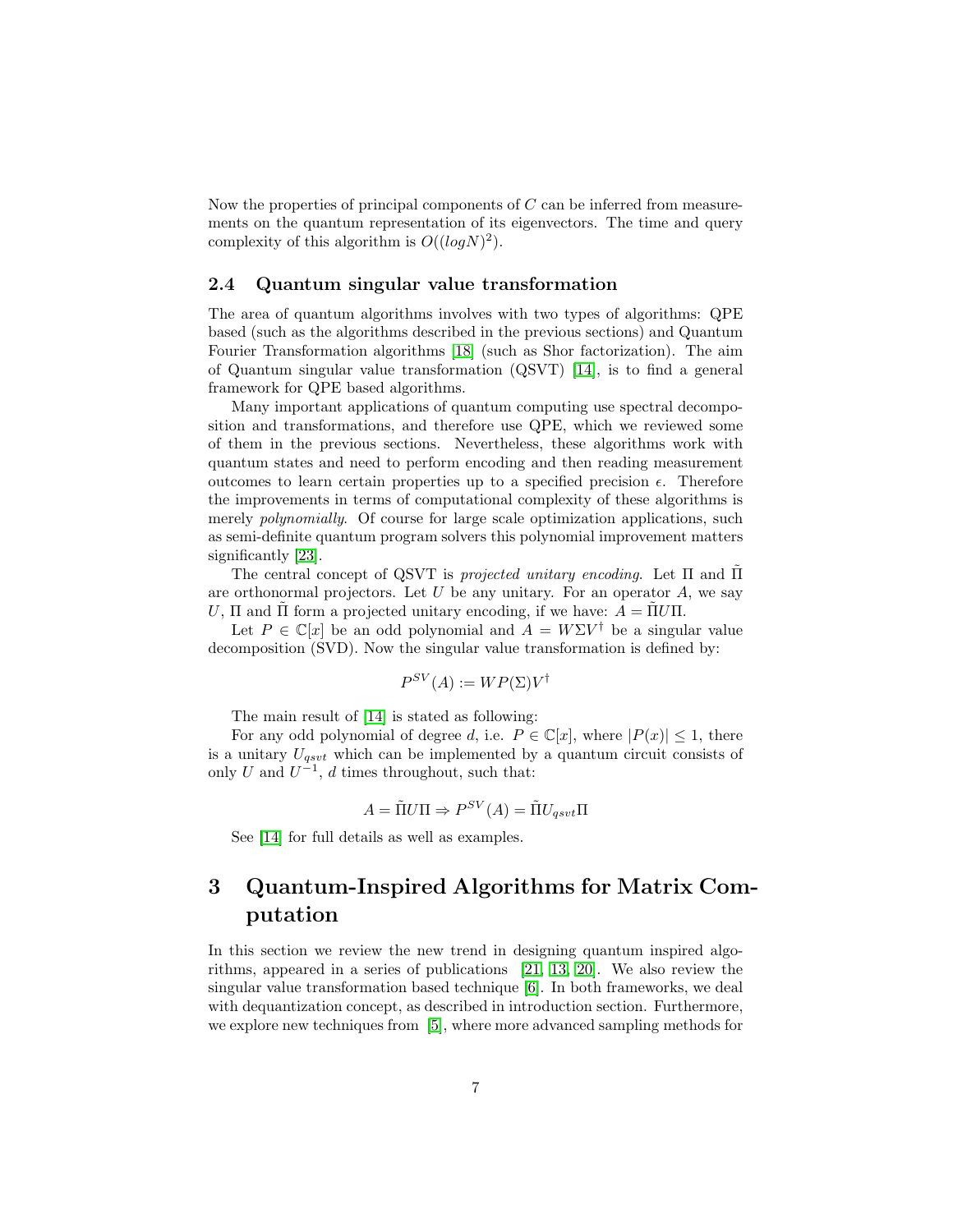Now the properties of principal components of $C$ can be inferred from measurements on the quantum representation of its eigenvectors. The time and query complexity of this algorithm is $O((logN)^2)$.

### 2.4 Quantum singular value transformation

The area of quantum algorithms involves with two types of algorithms: QPE based (such as the algorithms described in the previous sections) and Quantum Fourier Transformation algorithms [18] (such as Shor factorization). The aim of Quantum singular value transformation (QSVT) [14], is to find a general framework for QPE based algorithms.

Many important applications of quantum computing use spectral decomposition and transformations, and therefore use QPE, which we reviewed some of them in the previous sections. Nevertheless, these algorithms work with quantum states and need to perform encoding and then reading measurement outcomes to learn certain properties up to a specified precision $\epsilon$. Therefore the improvements in terms of computational complexity of these algorithms is merely *polynomially*. Of course for large scale optimization applications, such as semi-definite quantum program solvers this polynomial improvement matters significantly [23].

The central concept of QSVT is *projected unitary encoding*. Let $\Pi$ and $\tilde{\Pi}$ are orthonormal projectors. Let $U$ be any unitary. For an operator $A$, we say $U$, $\Pi$ and $\tilde{\Pi}$ form a projected unitary encoding, if we have: $A = \tilde{\Pi} U \Pi$.

Let $P \in \mathbb{C}[x]$ be an odd polynomial and $A = W \Sigma V^{\dagger}$ be a singular value decomposition (SVD). Now the singular value transformation is defined by:

$$P^{SV}(A) := W P(\Sigma) V^{\dagger}$$

The main result of [14] is stated as following:

For any odd polynomial of degree $d$, i.e. $P \in \mathbb{C}[x]$, where $|P(x)| \leq 1$, there is a unitary $U_{qsvt}$ which can be implemented by a quantum circuit consists of only $U$ and $U^{-1}$, $d$ times throughout, such that:

$$A = \tilde{\Pi} U \Pi \Rightarrow P^{SV}(A) = \tilde{\Pi} U_{qsvt} \Pi$$

See [14] for full details as well as examples.

## 3 Quantum-Inspired Algorithms for Matrix Computation

In this section we review the new trend in designing quantum inspired algorithms, appeared in a series of publications [21, 13, 20]. We also review the singular value transformation based technique [6]. In both frameworks, we deal with dequantization concept, as described in introduction section. Furthermore, we explore new techniques from [5], where more advanced sampling methods for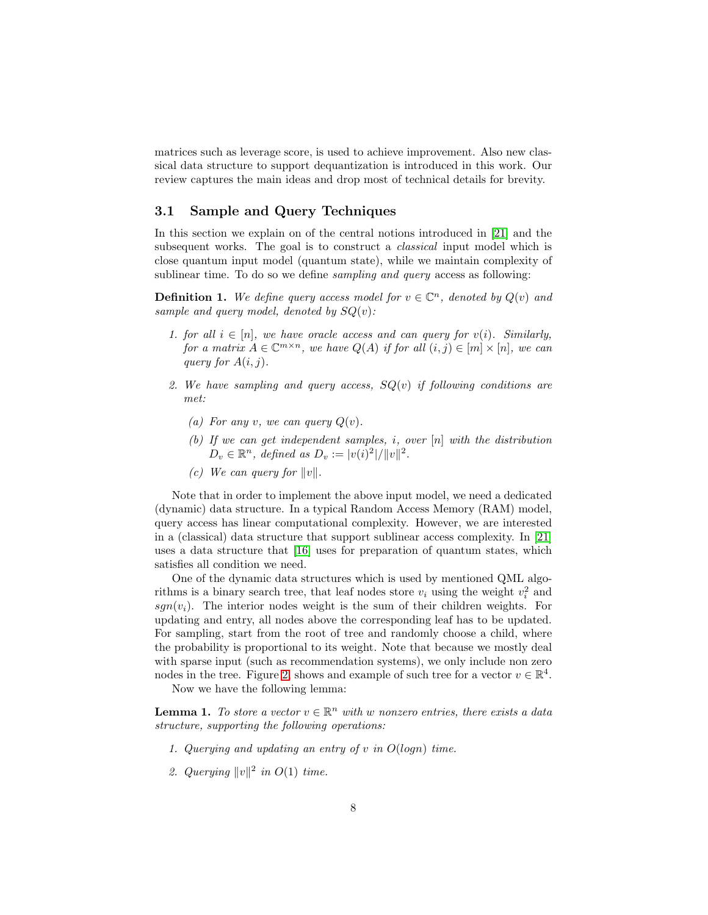matrices such as leverage score, is used to achieve improvement. Also new classical data structure to support dequantization is introduced in this work. Our review captures the main ideas and drop most of technical details for brevity.

### 3.1 Sample and Query Techniques

In this section we explain on of the central notions introduced in [21] and the subsequent works. The goal is to construct a *classical* input model which is close quantum input model (quantum state), while we maintain complexity of sublinear time. To do so we define *sampling and query* access as following:

**Definition 1.** *We define query access model for $v \in \mathbb{C}^n$, denoted by $Q(v)$ and sample and query model, denoted by $SQ(v)$:*

1. *for all $i \in [n]$, we have oracle access and can query for $v(i)$. Similarly, for a matrix $A \in \mathbb{C}^{m \times n}$, we have $Q(A)$ if for all $(i, j) \in [m] \times [n]$, we can query for $A(i, j)$.*
2. *We have sampling and query access, $SQ(v)$ if following conditions are met:*
   - *(a) For any $v$, we can query $Q(v)$.*
   - *(b) If we can get independent samples, $i$, over $[n]$ with the distribution $D_v \in \mathbb{R}^n$, defined as $D_v := |v(i)^2|/\|v\|^2$.*
   - *(c) We can query for $\|v\|$.*

Note that in order to implement the above input model, we need a dedicated (dynamic) data structure. In a typical Random Access Memory (RAM) model, query access has linear computational complexity. However, we are interested in a (classical) data structure that support sublinear access complexity. In [21] uses a data structure that [16] uses for preparation of quantum states, which satisfies all condition we need.

One of the dynamic data structures which is used by mentioned QML algorithms is a binary search tree, that leaf nodes store $v_i$ using the weight $v_i^2$ and $sgn(v_i)$. The interior nodes weight is the sum of their children weights. For updating and entry, all nodes above the corresponding leaf has to be updated. For sampling, start from the root of tree and randomly choose a child, where the probability is proportional to its weight. Note that because we mostly deal with sparse input (such as recommendation systems), we only include non zero nodes in the tree. Figure 2 shows and example of such tree for a vector $v \in \mathbb{R}^4$.

Now we have the following lemma:

**Lemma 1.** *To store a vector $v \in \mathbb{R}^n$ with $w$ nonzero entries, there exists a data structure, supporting the following operations:*

1. *Querying and updating an entry of $v$ in $O(logn)$ time.*
2. *Querying $\|v\|^2$ in $O(1)$ time.*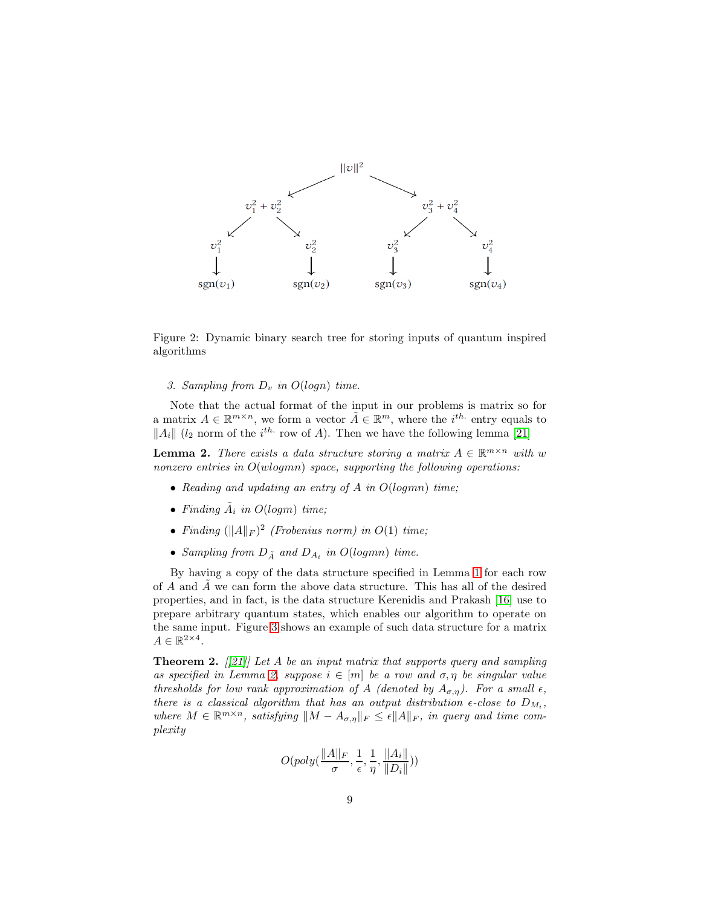Figure 2: Dynamic binary search tree for storing inputs of quantum inspired algorithms

3. *Sampling from $D_v$ in $O(\log n)$ time.*

Note that the actual format of the input in our problems is matrix so for a matrix $A \in \mathbb{R}^{m \times n}$, we form a vector $\tilde{A} \in \mathbb{R}^m$, where the $i^{th.}$ entry equals to $\|A_i\|$ ($l_2$ norm of the $i^{th.}$ row of $A$). Then we have the following lemma [21]

**Lemma 2.** *There exists a data structure storing a matrix $A \in \mathbb{R}^{m \times n}$ with $w$ nonzero entries in $O(w \log mn)$ space, supporting the following operations:*

- *Reading and updating an entry of $A$ in $O(\log mn)$ time;*
- *Finding $\tilde{A}_i$ in $O(\log m)$ time;*
- *Finding $(\|A\|_F)^2$ (Frobenius norm) in $O(1)$ time;*
- *Sampling from $D_{\tilde{A}}$ and $D_{A_i}$ in $O(\log mn)$ time.*

By having a copy of the data structure specified in Lemma 1 for each row of $A$ and $\tilde{A}$ we can form the above data structure. This has all of the desired properties, and in fact, is the data structure Kerenidis and Prakash [16] use to prepare arbitrary quantum states, which enables our algorithm to operate on the same input. Figure 3 shows an example of such data structure for a matrix $A \in \mathbb{R}^{2 \times 4}$.

**Theorem 2.** *[[21]] Let $A$ be an input matrix that supports query and sampling as specified in Lemma 2, suppose $i \in [m]$ be a row and $\sigma, \eta$ be singular value thresholds for low rank approximation of $A$ (denoted by $A_{\sigma,\eta}$). For a small $\epsilon$, there is a classical algorithm that has an output distribution $\epsilon$-close to $D_{M_i}$, where $M \in \mathbb{R}^{m \times n}$, satisfying $\|M - A_{\sigma,\eta}\|_F \leq \epsilon \|A\|_F$, in query and time complexity*

$$O(poly(\frac{\|A\|_F}{\sigma}, \frac{1}{\epsilon}, \frac{1}{\eta}, \frac{\|A_i\|}{\|D_i\|}))$$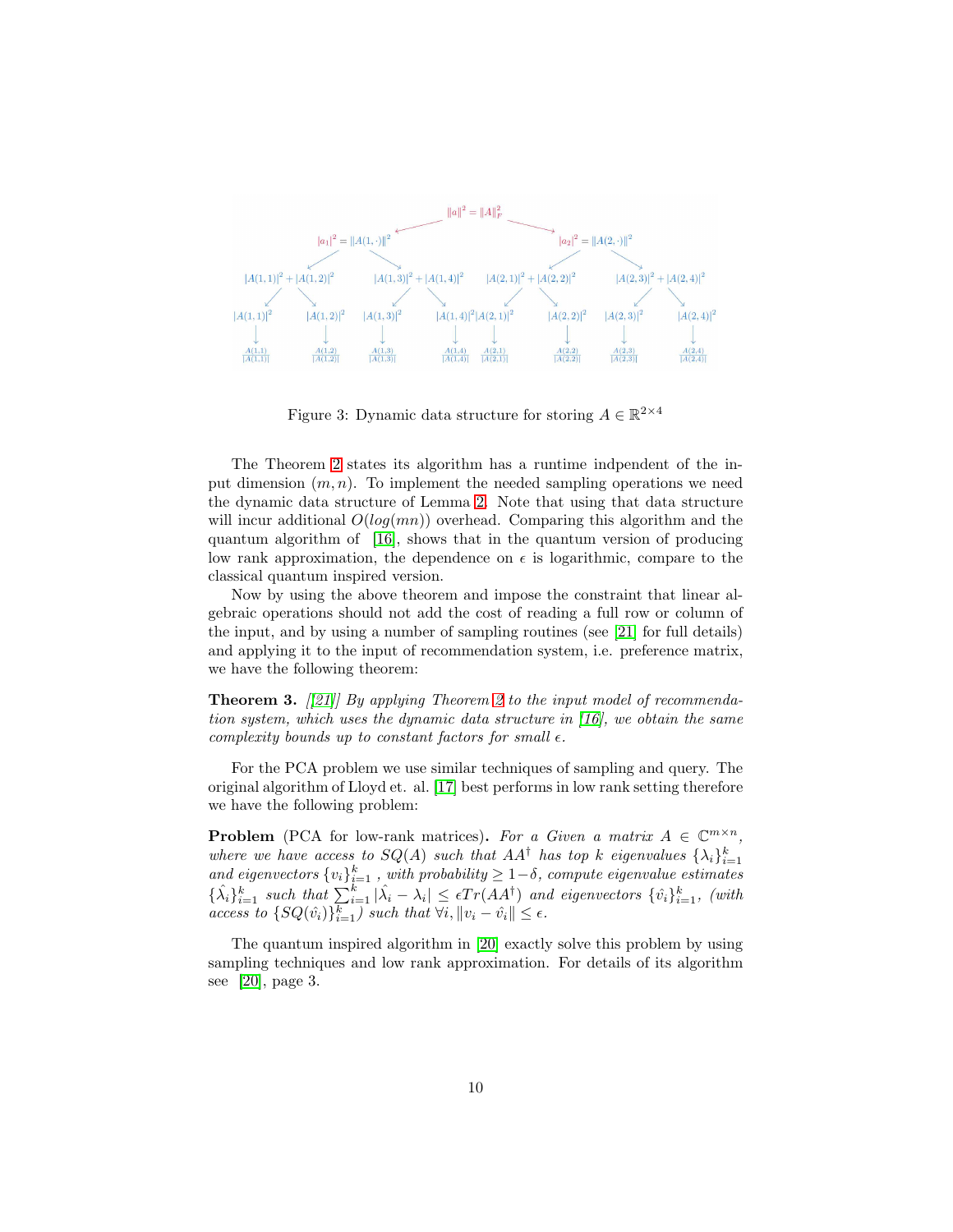Figure 3: Dynamic data structure for storing $A \in \mathbb{R}^{2\times 4}$

The Theorem 2 states its algorithm has a runtime indpendent of the input dimension $(m, n)$. To implement the needed sampling operations we need the dynamic data structure of Lemma 2. Note that using that data structure will incur additional $O(log(mn))$ overhead. Comparing this algorithm and the quantum algorithm of [16], shows that in the quantum version of producing low rank approximation, the dependence on $\epsilon$ is logarithmic, compare to the classical quantum inspired version.

Now by using the above theorem and impose the constraint that linear algebraic operations should not add the cost of reading a full row or column of the input, and by using a number of sampling routines (see [21] for full details) and applying it to the input of recommendation system, i.e. preference matrix, we have the following theorem:

**Theorem 3.** *[[21]] By applying Theorem 2 to the input model of recommendation system, which uses the dynamic data structure in [16], we obtain the same complexity bounds up to constant factors for small $\epsilon$.*

For the PCA problem we use similar techniques of sampling and query. The original algorithm of Lloyd et. al. [17] best performs in low rank setting therefore we have the following problem:

**Problem** (PCA for low-rank matrices)**.** *For a Given a matrix $A \in \mathbb{C}^{m\times n}$, where we have access to $SQ(A)$ such that $AA^\dagger$ has top $k$ eigenvalues $\{\lambda_i\}_{i=1}^k$ and eigenvectors $\{v_i\}_{i=1}^k$ , with probability $\geq 1-\delta$, compute eigenvalue estimates $\{\hat{\lambda}_i\}_{i=1}^k$ such that $\sum_{i=1}^k |\hat{\lambda}_i - \lambda_i| \leq \epsilon Tr(AA^\dagger)$ and eigenvectors $\{\hat{v}_i\}_{i=1}^k$, (with access to $\{SQ(\hat{v}_i)\}_{i=1}^k$) such that $\forall i, \|v_i - \hat{v}_i\| \leq \epsilon$.*

The quantum inspired algorithm in [20] exactly solve this problem by using sampling techniques and low rank approximation. For details of its algorithm see [20], page 3.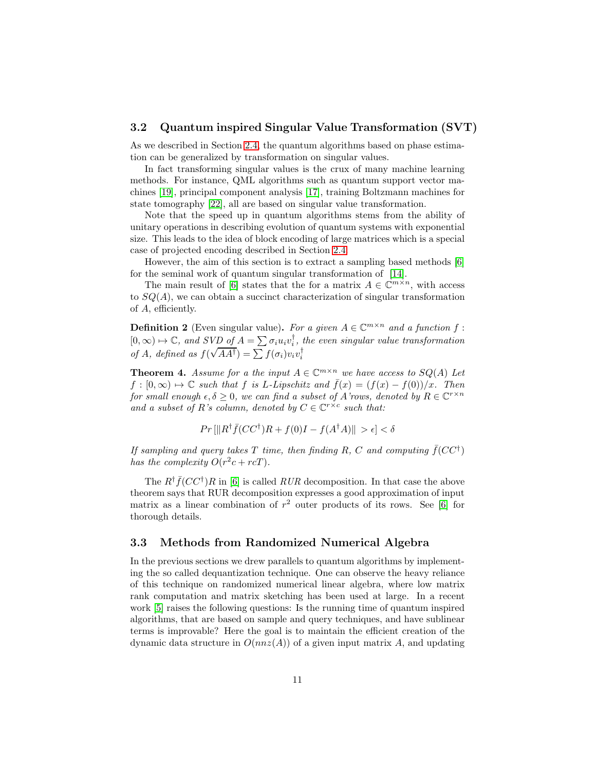### 3.2 Quantum inspired Singular Value Transformation (SVT)

As we described in Section 2.4, the quantum algorithms based on phase estimation can be generalized by transformation on singular values.

In fact transforming singular values is the crux of many machine learning methods. For instance, QML algorithms such as quantum support vector machines [19], principal component analysis [17], training Boltzmann machines for state tomography [22], all are based on singular value transformation.

Note that the speed up in quantum algorithms stems from the ability of unitary operations in describing evolution of quantum systems with exponential size. This leads to the idea of block encoding of large matrices which is a special case of projected encoding described in Section 2.4.

However, the aim of this section is to extract a sampling based methods [6] for the seminal work of quantum singular transformation of [14].

The main result of [6] states that the for a matrix $A \in \mathbb{C}^{m\times n}$, with access to $SQ(A)$, we can obtain a succinct characterization of singular transformation of $A$, efficiently.

**Definition 2** (Even singular value)**.** *For a given $A \in \mathbb{C}^{m\times n}$ and a function $f : [0, \infty) \mapsto \mathbb{C}$, and SVD of $A = \sum \sigma_i u_i v_i^\dagger$, the even singular value transformation of $A$, defined as $f(\sqrt{AA^\dagger}) = \sum f(\sigma_i) v_i v_i^\dagger$*

**Theorem 4.** *Assume for a the input $A \in \mathbb{C}^{m\times n}$ we have access to $SQ(A)$ Let $f : [0, \infty) \mapsto \mathbb{C}$ such that $f$ is $L$-Lipschitz and $\bar{f}(x) = (f(x) - f(0))/x$. Then for small enough $\epsilon, \delta \geq 0$, we can find a subset of $A$'rows, denoted by $R \in \mathbb{C}^{r\times n}$ and a subset of $R$'s column, denoted by $C \in \mathbb{C}^{r\times c}$ such that:*

$$Pr\left[\|R^\dagger \bar{f}(CC^\dagger)R + f(0)I - f(A^\dagger A)\| > \epsilon\right] < \delta$$

*If sampling and query takes $T$ time, then finding $R$, $C$ and computing $\bar{f}(CC^\dagger)$ has the complexity $O(r^2c + rcT)$.*

The $R^\dagger \bar{f}(CC^\dagger)R$ in [6] is called $RUR$ decomposition. In that case the above theorem says that RUR decomposition expresses a good approximation of input matrix as a linear combination of $r^2$ outer products of its rows. See [6] for thorough details.

### 3.3 Methods from Randomized Numerical Algebra

In the previous sections we drew parallels to quantum algorithms by implementing the so called dequantization technique. One can observe the heavy reliance of this technique on randomized numerical linear algebra, where low matrix rank computation and matrix sketching has been used at large. In a recent work [5] raises the following questions: Is the running time of quantum inspired algorithms, that are based on sample and query techniques, and have sublinear terms is improvable? Here the goal is to maintain the efficient creation of the dynamic data structure in $O(nnz(A))$ of a given input matrix $A$, and updating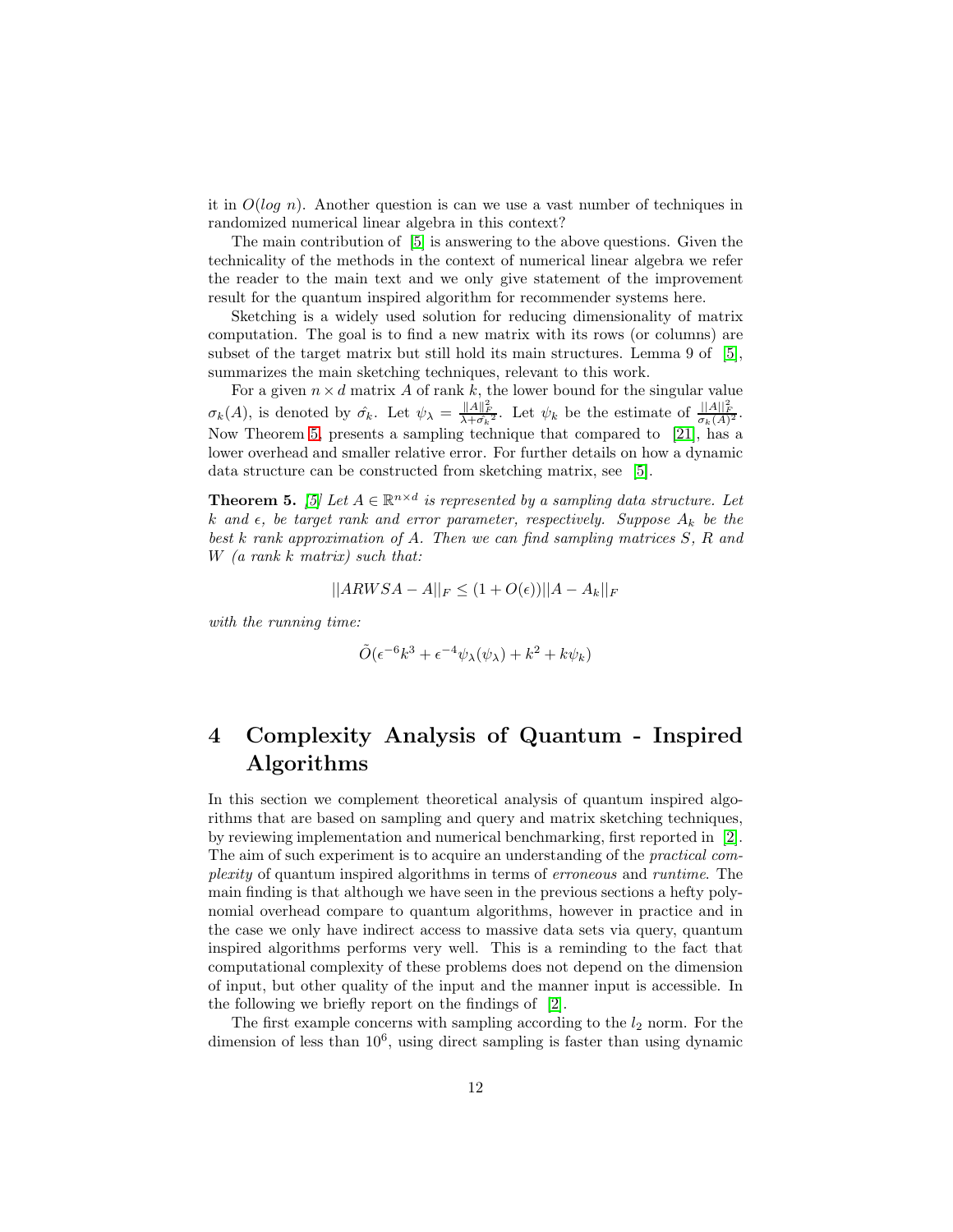it in $O(log\ n)$. Another question is can we use a vast number of techniques in randomized numerical linear algebra in this context?

The main contribution of [5] is answering to the above questions. Given the technicality of the methods in the context of numerical linear algebra we refer the reader to the main text and we only give statement of the improvement result for the quantum inspired algorithm for recommender systems here.

Sketching is a widely used solution for reducing dimensionality of matrix computation. The goal is to find a new matrix with its rows (or columns) are subset of the target matrix but still hold its main structures. Lemma 9 of [5], summarizes the main sketching techniques, relevant to this work.

For a given $n \times d$ matrix $A$ of rank $k$, the lower bound for the singular value $\sigma_k(A)$, is denoted by $\hat{\sigma_k}$. Let $\psi_\lambda = \frac{\|A\|_F^2}{\lambda + \hat{\sigma_k}^2}$. Let $\psi_k$ be the estimate of $\frac{\|A\|_F^2}{\sigma_k(A)^2}$. Now Theorem 5, presents a sampling technique that compared to [21], has a lower overhead and smaller relative error. For further details on how a dynamic data structure can be constructed from sketching matrix, see [5].

**Theorem 5.** *[5] Let $A \in \mathbb{R}^{n \times d}$ is represented by a sampling data structure. Let $k$ and $\epsilon$, be target rank and error parameter, respectively. Suppose $A_k$ be the best $k$ rank approximation of $A$. Then we can find sampling matrices $S$, $R$ and $W$ (a rank $k$ matrix) such that:*

$$||ARWSA - A||_F \leq (1 + O(\epsilon))||A - A_k||_F$$

*with the running time:*

$$\tilde{O}(\epsilon^{-6}k^3 + \epsilon^{-4}\psi_\lambda(\psi_\lambda) + k^2 + k\psi_k)$$

# 4 Complexity Analysis of Quantum - Inspired Algorithms

In this section we complement theoretical analysis of quantum inspired algorithms that are based on sampling and query and matrix sketching techniques, by reviewing implementation and numerical benchmarking, first reported in [2]. The aim of such experiment is to acquire an understanding of the *practical complexity* of quantum inspired algorithms in terms of *erroneous* and *runtime*. The main finding is that although we have seen in the previous sections a hefty polynomial overhead compare to quantum algorithms, however in practice and in the case we only have indirect access to massive data sets via query, quantum inspired algorithms performs very well. This is a reminding to the fact that computational complexity of these problems does not depend on the dimension of input, but other quality of the input and the manner input is accessible. In the following we briefly report on the findings of [2].

The first example concerns with sampling according to the $l_2$ norm. For the dimension of less than $10^6$, using direct sampling is faster than using dynamic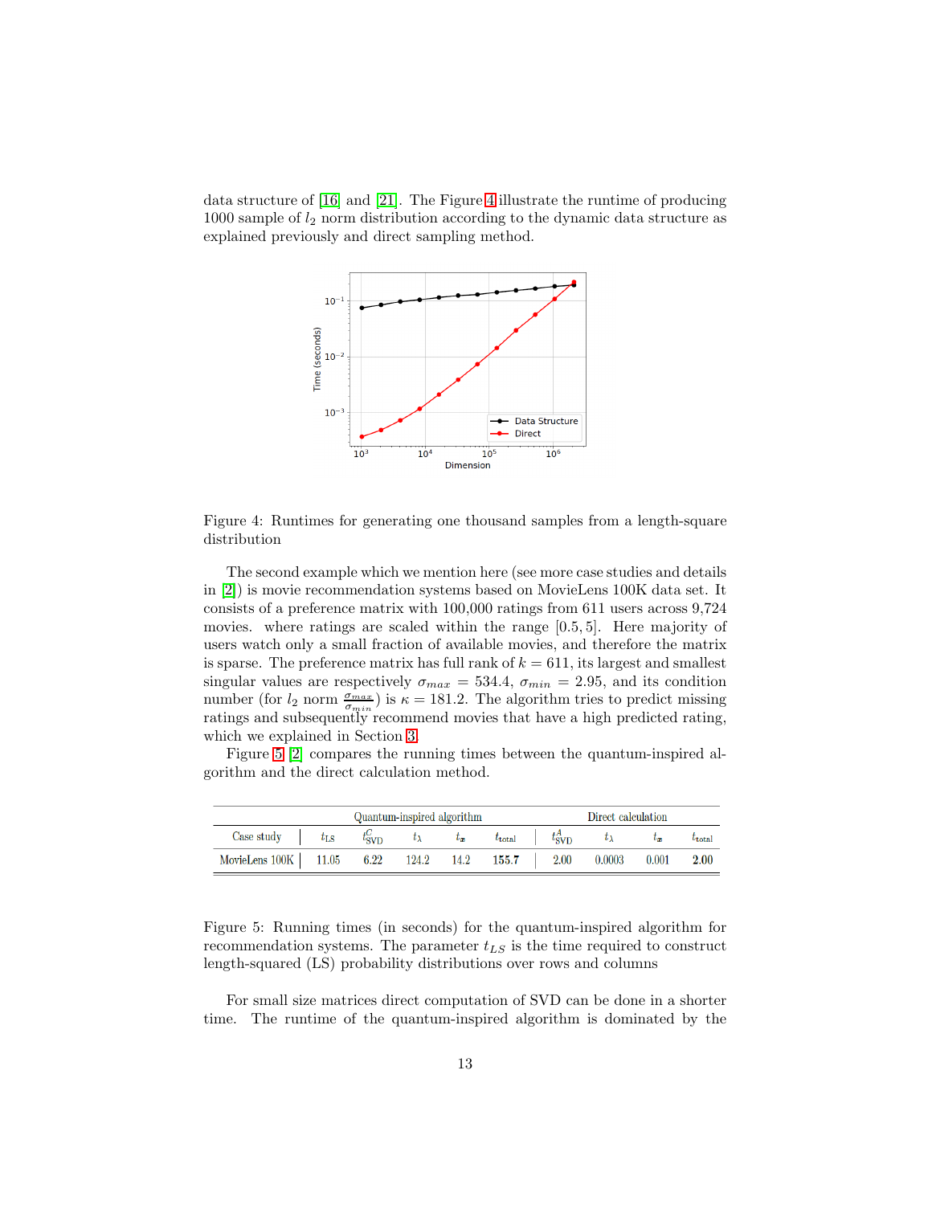data structure of [16] and [21]. The Figure 4 illustrate the runtime of producing 1000 sample of $l_2$ norm distribution according to the dynamic data structure as explained previously and direct sampling method.

Figure 4: Runtimes for generating one thousand samples from a length-square distribution

The second example which we mention here (see more case studies and details in [2]) is movie recommendation systems based on MovieLens 100K data set. It consists of a preference matrix with 100,000 ratings from 611 users across 9,724 movies. where ratings are scaled within the range $[0.5, 5]$. Here majority of users watch only a small fraction of available movies, and therefore the matrix is sparse. The preference matrix has full rank of $k = 611$, its largest and smallest singular values are respectively $\sigma_{max} = 534.4$, $\sigma_{min} = 2.95$, and its condition number (for $l_2$ norm $\frac{\sigma_{max}}{\sigma_{min}}$) is $\kappa = 181.2$. The algorithm tries to predict missing ratings and subsequently recommend movies that have a high predicted rating, which we explained in Section 3.

Figure 5 [2] compares the running times between the quantum-inspired algorithm and the direct calculation method.

| | Quantum-inspired algorithm | | | | | Direct calculation | | | |
|---|---|---|---|---|---|---|---|---|---|
| Case study | $t_{\text{LS}}$ | $t^{C}_{\text{SVD}}$ | $t_{\lambda}$ | $t_{\boldsymbol{x}}$ | $t_{\text{total}}$ | $t^{A}_{\text{SVD}}$ | $t_{\lambda}$ | $t_{\boldsymbol{x}}$ | $t_{\text{total}}$ |
| MovieLens 100K | 11.05 | 6.22 | 124.2 | 14.2 | **155.7** | 2.00 | 0.0003 | 0.001 | **2.00** |

Figure 5: Running times (in seconds) for the quantum-inspired algorithm for recommendation systems. The parameter $t_{LS}$ is the time required to construct length-squared (LS) probability distributions over rows and columns

For small size matrices direct computation of SVD can be done in a shorter time. The runtime of the quantum-inspired algorithm is dominated by the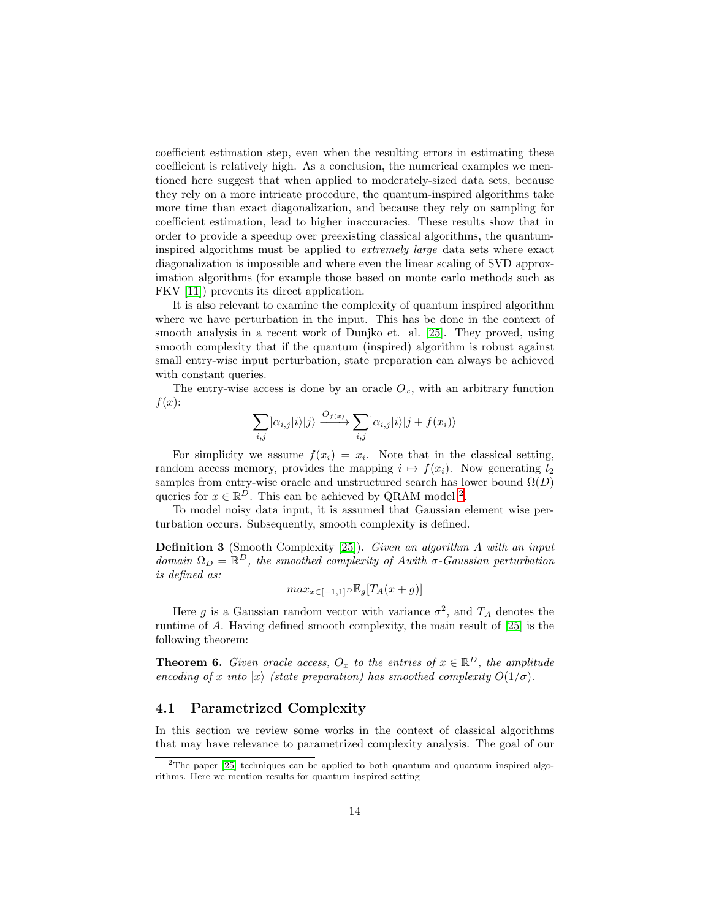coefficient estimation step, even when the resulting errors in estimating these coefficient is relatively high. As a conclusion, the numerical examples we mentioned here suggest that when applied to moderately-sized data sets, because they rely on a more intricate procedure, the quantum-inspired algorithms take more time than exact diagonalization, and because they rely on sampling for coefficient estimation, lead to higher inaccuracies. These results show that in order to provide a speedup over preexisting classical algorithms, the quantum-inspired algorithms must be applied to *extremely large* data sets where exact diagonalization is impossible and where even the linear scaling of SVD approximation algorithms (for example those based on monte carlo methods such as FKV [11]) prevents its direct application.

It is also relevant to examine the complexity of quantum inspired algorithm where we have perturbation in the input. This has be done in the context of smooth analysis in a recent work of Dunjko et. al. [25]. They proved, using smooth complexity that if the quantum (inspired) algorithm is robust against small entry-wise input perturbation, state preparation can always be achieved with constant queries.

The entry-wise access is done by an oracle $O_x$, with an arbitrary function $f(x)$:

$$\sum_{i,j} ]\alpha_{i,j}|i\rangle|j\rangle \xrightarrow{O_{f(x)}} \sum_{i,j} ]\alpha_{i,j}|i\rangle|j+f(x_i)\rangle$$

For simplicity we assume $f(x_i) = x_i$. Note that in the classical setting, random access memory, provides the mapping $i \mapsto f(x_i)$. Now generating $l_2$ samples from entry-wise oracle and unstructured search has lower bound $\Omega(D)$ queries for $x \in \mathbb{R}^D$. This can be achieved by QRAM model [2].

To model noisy data input, it is assumed that Gaussian element wise perturbation occurs. Subsequently, smooth complexity is defined.

**Definition 3** (Smooth Complexity [25]). *Given an algorithm $A$ with an input domain $\Omega_D = \mathbb{R}^D$, the smoothed complexity of $A$with $\sigma$-Gaussian perturbation is defined as:*

$$max_{x \in [-1,1]^D} \mathbb{E}_g[T_A(x+g)]$$

Here $g$ is a Gaussian random vector with variance $\sigma^2$, and $T_A$ denotes the runtime of $A$. Having defined smooth complexity, the main result of [25] is the following theorem:

**Theorem 6.** *Given oracle access, $O_x$ to the entries of $x \in \mathbb{R}^D$, the amplitude encoding of $x$ into $|x\rangle$ (state preparation) has smoothed complexity $O(1/\sigma)$.*

## 4.1 Parametrized Complexity

In this section we review some works in the context of classical algorithms that may have relevance to parametrized complexity analysis. The goal of our

[2] The paper [25] techniques can be applied to both quantum and quantum inspired algorithms. Here we mention results for quantum inspired setting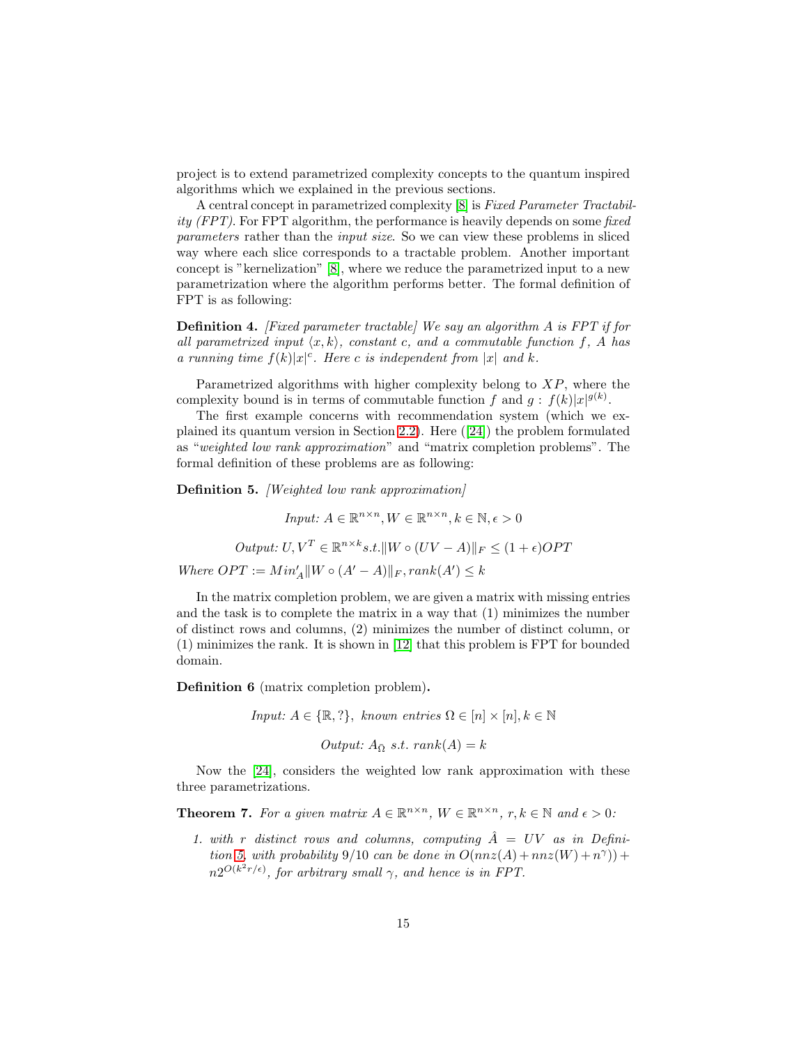project is to extend parametrized complexity concepts to the quantum inspired algorithms which we explained in the previous sections.

A central concept in parametrized complexity [8] is *Fixed Parameter Tractability (FPT)*. For FPT algorithm, the performance is heavily depends on some *fixed parameters* rather than the *input size*. So we can view these problems in sliced way where each slice corresponds to a tractable problem. Another important concept is "kernelization" [8], where we reduce the parametrized input to a new parametrization where the algorithm performs better. The formal definition of FPT is as following:

**Definition 4.** *[Fixed parameter tractable] We say an algorithm A is FPT if for all parametrized input $\langle x, k\rangle$, constant c, and a commutable function f, A has a running time $f(k)|x|^c$. Here c is independent from $|x|$ and k.*

Parametrized algorithms with higher complexity belong to $XP$, where the complexity bound is in terms of commutable function $f$ and $g$ : $f(k)|x|^{g(k)}$.

The first example concerns with recommendation system (which we explained its quantum version in Section 2.2). Here ([24]) the problem formulated as "*weighted low rank approximation*" and "matrix completion problems". The formal definition of these problems are as following:

**Definition 5.** *[Weighted low rank approximation]*

$$\textit{Input: } A \in \mathbb{R}^{n\times n}, W \in \mathbb{R}^{n\times n}, k \in \mathbb{N}, \epsilon > 0$$

$$\textit{Output: } U, V^T \in \mathbb{R}^{n\times k} s.t. \|W \circ (UV - A)\|_F \leq (1+\epsilon)OPT$$

*Where* $OPT := Min'_A \|W \circ (A' - A)\|_F, rank(A') \leq k$

In the matrix completion problem, we are given a matrix with missing entries and the task is to complete the matrix in a way that (1) minimizes the number of distinct rows and columns, (2) minimizes the number of distinct column, or (1) minimizes the rank. It is shown in [12] that this problem is FPT for bounded domain.

**Definition 6** (matrix completion problem)**.**

$$\textit{Input: } A \in \{\mathbb{R}, ?\}, \textit{ known entries } \Omega \in [n] \times [n], k \in \mathbb{N}$$

$$\textit{Output: } A_{\bar{\Omega}} \textit{ s.t. } rank(A) = k$$

Now the [24], considers the weighted low rank approximation with these three parametrizations.

**Theorem 7.** *For a given matrix $A \in \mathbb{R}^{n\times n}$, $W \in \mathbb{R}^{n\times n}$, $r, k \in \mathbb{N}$ and $\epsilon > 0$:*

1. *with r distinct rows and columns, computing $\hat{A} = UV$ as in Definition 5, with probability 9/10 can be done in $O(nnz(A) + nnz(W) + n^\gamma)) + n2^{O(k^2 r/\epsilon)}$, for arbitrary small $\gamma$, and hence is in FPT.*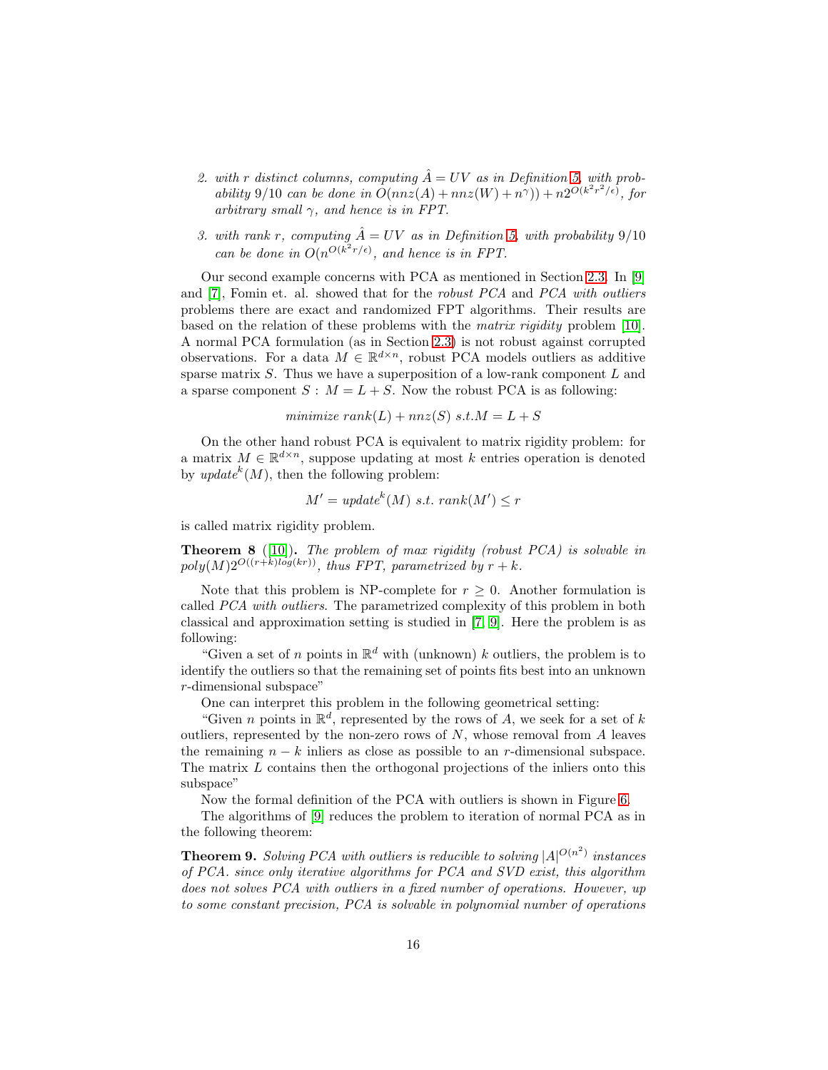2. *with $r$ distinct columns, computing $\hat{A} = UV$ as in Definition 5, with probability $9/10$ can be done in $O(nnz(A) + nnz(W) + n^{\gamma})) + n2^{O(k^2r^2/\epsilon)}$, for arbitrary small $\gamma$, and hence is in FPT.*

3. *with rank $r$, computing $\hat{A} = UV$ as in Definition 5, with probability $9/10$ can be done in $O(n^{O(k^2r/\epsilon)}$, and hence is in FPT.*

Our second example concerns with PCA as mentioned in Section 2.3. In [9] and [7], Fomin et. al. showed that for the *robust PCA* and *PCA with outliers* problems there are exact and randomized FPT algorithms. Their results are based on the relation of these problems with the *matrix rigidity* problem [10]. A normal PCA formulation (as in Section 2.3) is not robust against corrupted observations. For a data $M \in \mathbb{R}^{d\times n}$, robust PCA models outliers as additive sparse matrix $S$. Thus we have a superposition of a low-rank component $L$ and a sparse component $S : M = L + S$. Now the robust PCA is as following:

$$minimize\ rank(L) + nnz(S)\ s.t. M = L + S$$

On the other hand robust PCA is equivalent to matrix rigidity problem: for a matrix $M \in \mathbb{R}^{d\times n}$, suppose updating at most $k$ entries operation is denoted by $update^k(M)$, then the following problem:

$$M' = update^k(M)\ s.t.\ rank(M') \leq r$$

is called matrix rigidity problem.

**Theorem 8** ([10]). *The problem of max rigidity (robust PCA) is solvable in $poly(M)2^{O((r+k)log(kr))}$, thus FPT, parametrized by $r + k$.*

Note that this problem is NP-complete for $r \geq 0$. Another formulation is called *PCA with outliers*. The parametrized complexity of this problem in both classical and approximation setting is studied in [7, 9]. Here the problem is as following:

"Given a set of $n$ points in $\mathbb{R}^d$ with (unknown) $k$ outliers, the problem is to identify the outliers so that the remaining set of points fits best into an unknown $r$-dimensional subspace"

One can interpret this problem in the following geometrical setting:

"Given $n$ points in $\mathbb{R}^d$, represented by the rows of $A$, we seek for a set of $k$ outliers, represented by the non-zero rows of $N$, whose removal from $A$ leaves the remaining $n - k$ inliers as close as possible to an $r$-dimensional subspace. The matrix $L$ contains then the orthogonal projections of the inliers onto this subspace"

Now the formal definition of the PCA with outliers is shown in Figure 6.

The algorithms of [9] reduces the problem to iteration of normal PCA as in the following theorem:

**Theorem 9.** *Solving PCA with outliers is reducible to solving $|A|^{O(n^2)}$ instances of PCA. since only iterative algorithms for PCA and SVD exist, this algorithm does not solves PCA with outliers in a fixed number of operations. However, up to some constant precision, PCA is solvable in polynomial number of operations*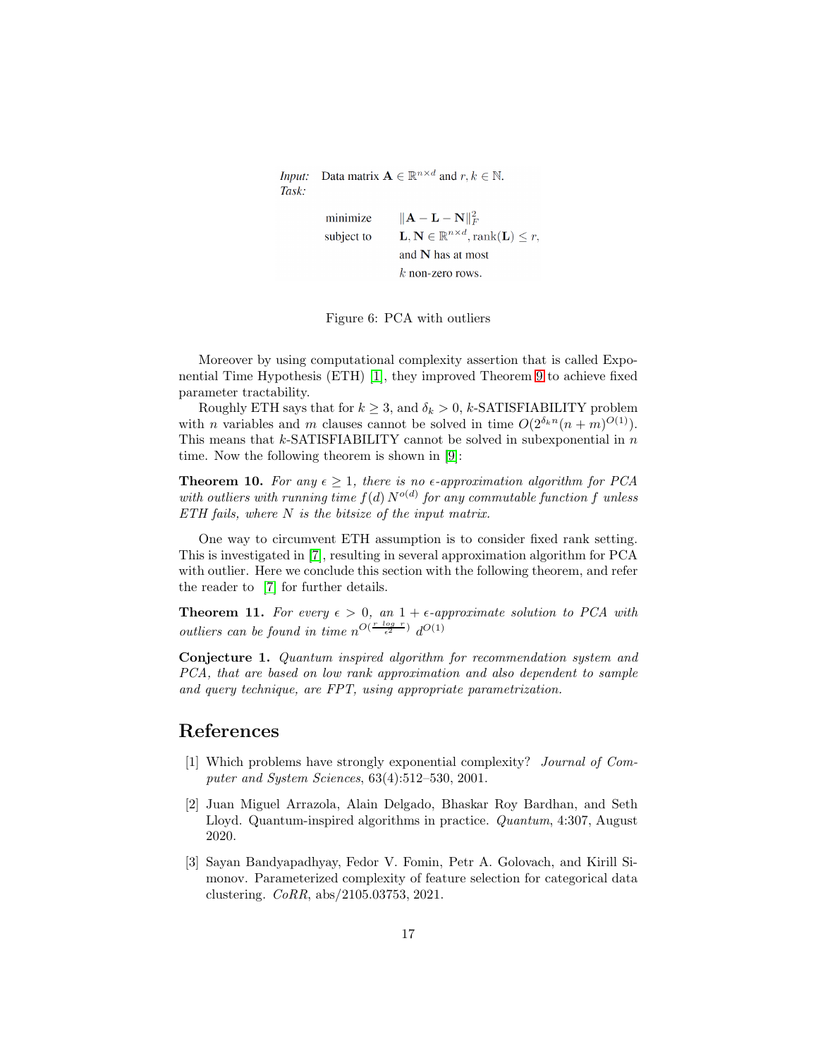*Input:* Data matrix $\mathbf{A} \in \mathbb{R}^{n \times d}$ and $r, k \in \mathbb{N}$.
*Task:*

$$
\begin{aligned}
\text{minimize} \quad & \|\mathbf{A} - \mathbf{L} - \mathbf{N}\|_F^2 \\
\text{subject to} \quad & \mathbf{L}, \mathbf{N} \in \mathbb{R}^{n \times d}, \operatorname{rank}(\mathbf{L}) \leq r, \\
& \text{and } \mathbf{N} \text{ has at most} \\
& k \text{ non-zero rows.}
\end{aligned}
$$

Figure 6: PCA with outliers

Moreover by using computational complexity assertion that is called Exponential Time Hypothesis (ETH) [1], they improved Theorem 9 to achieve fixed parameter tractability.

Roughly ETH says that for $k \geq 3$, and $\delta_k > 0$, $k$-SATISFIABILITY problem with $n$ variables and $m$ clauses cannot be solved in time $O(2^{\delta_k n}(n+m)^{O(1)})$. This means that $k$-SATISFIABILITY cannot be solved in subexponential in $n$ time. Now the following theorem is shown in [9]:

**Theorem 10.** *For any $\epsilon \geq 1$, there is no $\epsilon$-approximation algorithm for PCA with outliers with running time $f(d)\, N^{o(d)}$ for any commutable function $f$ unless ETH fails, where $N$ is the bitsize of the input matrix.*

One way to circumvent ETH assumption is to consider fixed rank setting. This is investigated in [7], resulting in several approximation algorithm for PCA with outlier. Here we conclude this section with the following theorem, and refer the reader to [7] for further details.

**Theorem 11.** *For every $\epsilon > 0$, an $1 + \epsilon$-approximate solution to PCA with outliers can be found in time $n^{O(\frac{r \log r}{\epsilon^2})}\, d^{O(1)}$*

**Conjecture 1.** *Quantum inspired algorithm for recommendation system and PCA, that are based on low rank approximation and also dependent to sample and query technique, are FPT, using appropriate parametrization.*

## References

[1] Which problems have strongly exponential complexity? *Journal of Computer and System Sciences*, 63(4):512–530, 2001.

[2] Juan Miguel Arrazola, Alain Delgado, Bhaskar Roy Bardhan, and Seth Lloyd. Quantum-inspired algorithms in practice. *Quantum*, 4:307, August 2020.

[3] Sayan Bandyapadhyay, Fedor V. Fomin, Petr A. Golovach, and Kirill Simonov. Parameterized complexity of feature selection for categorical data clustering. *CoRR*, abs/2105.03753, 2021.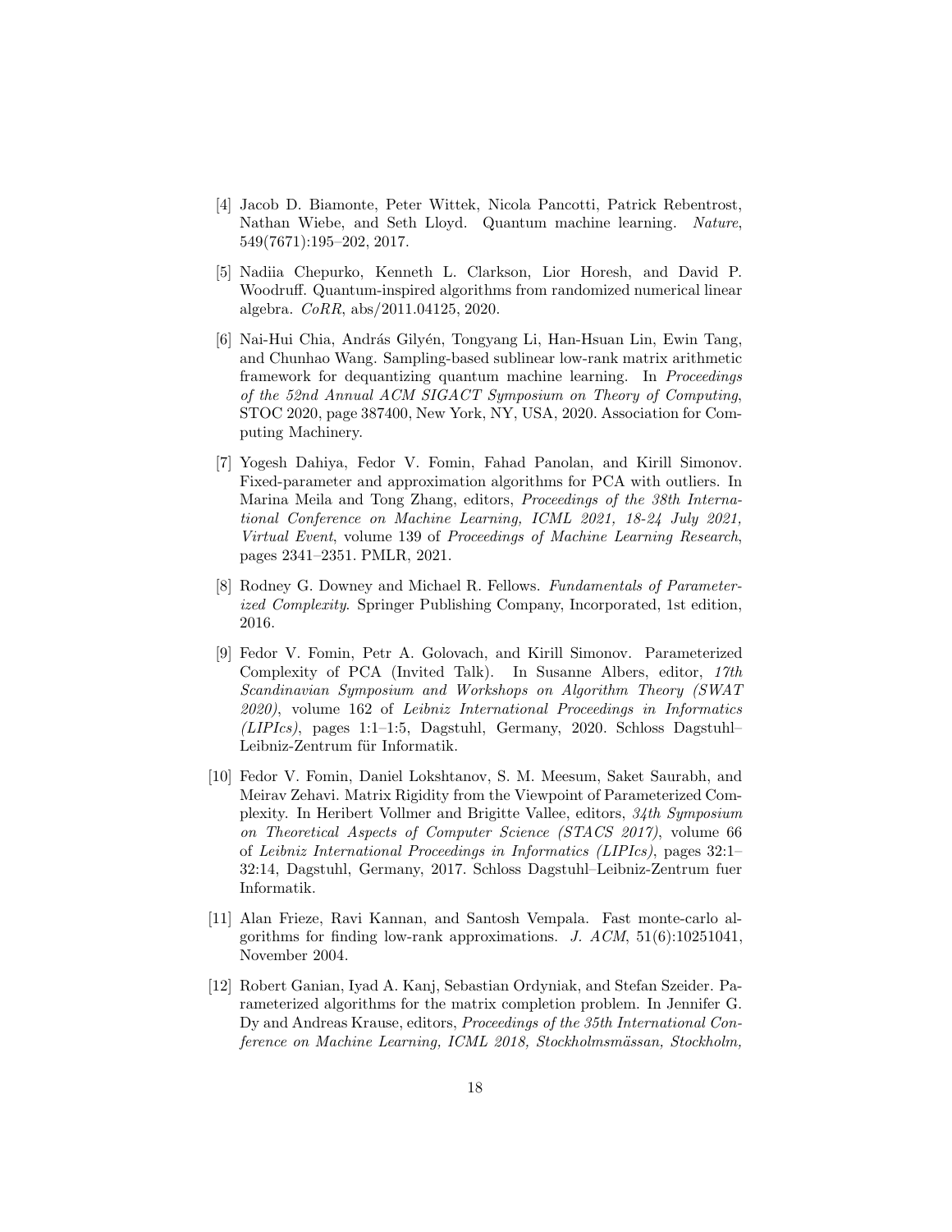[4] Jacob D. Biamonte, Peter Wittek, Nicola Pancotti, Patrick Rebentrost, Nathan Wiebe, and Seth Lloyd. Quantum machine learning. *Nature*, 549(7671):195–202, 2017.

[5] Nadiia Chepurko, Kenneth L. Clarkson, Lior Horesh, and David P. Woodruff. Quantum-inspired algorithms from randomized numerical linear algebra. *CoRR*, abs/2011.04125, 2020.

[6] Nai-Hui Chia, András Gilyén, Tongyang Li, Han-Hsuan Lin, Ewin Tang, and Chunhao Wang. Sampling-based sublinear low-rank matrix arithmetic framework for dequantizing quantum machine learning. In *Proceedings of the 52nd Annual ACM SIGACT Symposium on Theory of Computing*, STOC 2020, page 387400, New York, NY, USA, 2020. Association for Computing Machinery.

[7] Yogesh Dahiya, Fedor V. Fomin, Fahad Panolan, and Kirill Simonov. Fixed-parameter and approximation algorithms for PCA with outliers. In Marina Meila and Tong Zhang, editors, *Proceedings of the 38th International Conference on Machine Learning, ICML 2021, 18-24 July 2021, Virtual Event*, volume 139 of *Proceedings of Machine Learning Research*, pages 2341–2351. PMLR, 2021.

[8] Rodney G. Downey and Michael R. Fellows. *Fundamentals of Parameterized Complexity*. Springer Publishing Company, Incorporated, 1st edition, 2016.

[9] Fedor V. Fomin, Petr A. Golovach, and Kirill Simonov. Parameterized Complexity of PCA (Invited Talk). In Susanne Albers, editor, *17th Scandinavian Symposium and Workshops on Algorithm Theory (SWAT 2020)*, volume 162 of *Leibniz International Proceedings in Informatics (LIPIcs)*, pages 1:1–1:5, Dagstuhl, Germany, 2020. Schloss Dagstuhl–Leibniz-Zentrum für Informatik.

[10] Fedor V. Fomin, Daniel Lokshtanov, S. M. Meesum, Saket Saurabh, and Meirav Zehavi. Matrix Rigidity from the Viewpoint of Parameterized Complexity. In Heribert Vollmer and Brigitte Vallee, editors, *34th Symposium on Theoretical Aspects of Computer Science (STACS 2017)*, volume 66 of *Leibniz International Proceedings in Informatics (LIPIcs)*, pages 32:1–32:14, Dagstuhl, Germany, 2017. Schloss Dagstuhl–Leibniz-Zentrum fuer Informatik.

[11] Alan Frieze, Ravi Kannan, and Santosh Vempala. Fast monte-carlo algorithms for finding low-rank approximations. *J. ACM*, 51(6):10251041, November 2004.

[12] Robert Ganian, Iyad A. Kanj, Sebastian Ordyniak, and Stefan Szeider. Parameterized algorithms for the matrix completion problem. In Jennifer G. Dy and Andreas Krause, editors, *Proceedings of the 35th International Conference on Machine Learning, ICML 2018, Stockholmsmässan, Stockholm,*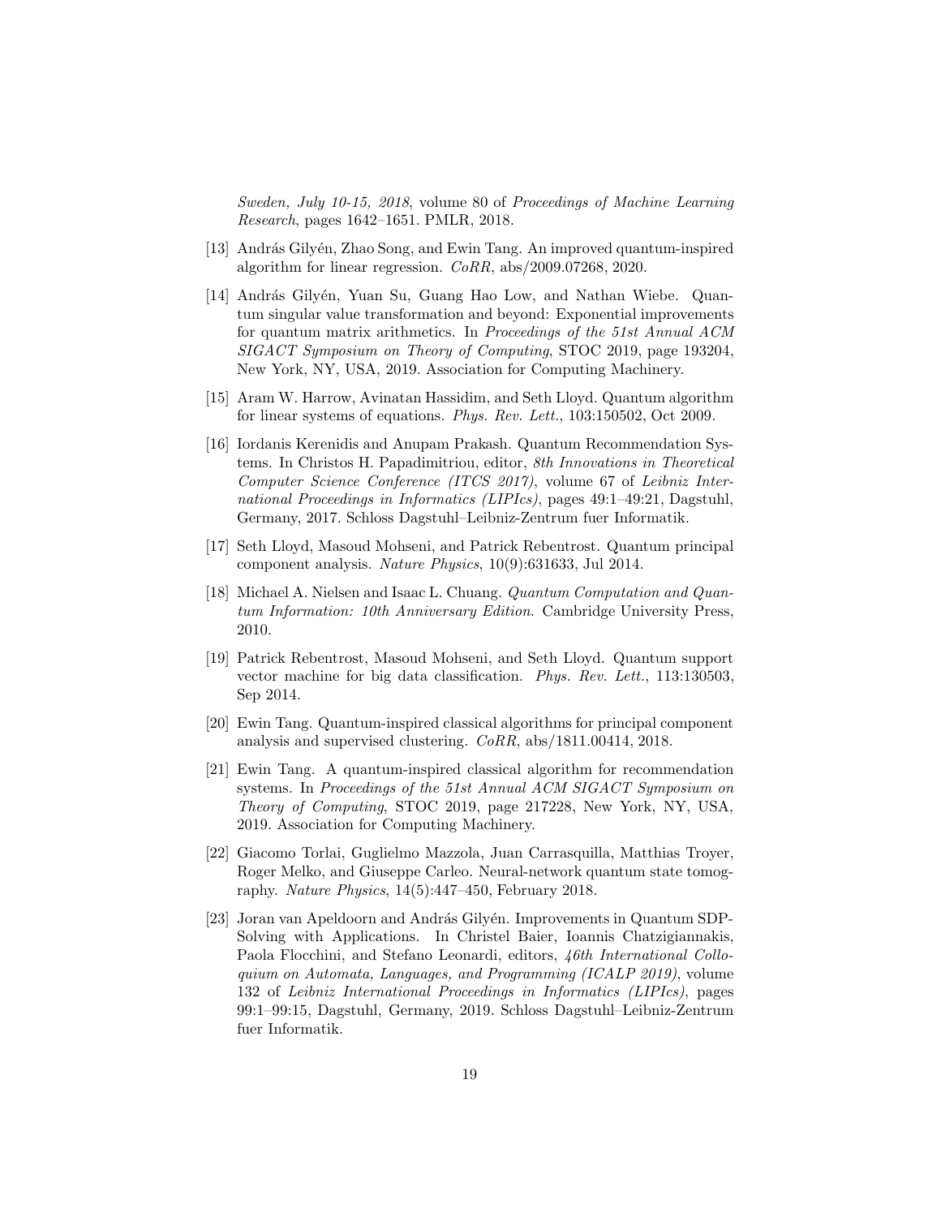Sweden, July 10-15, 2018*, volume 80 of *Proceedings of Machine Learning Research*, pages 1642–1651. PMLR, 2018.

[13] András Gilyén, Zhao Song, and Ewin Tang. An improved quantum-inspired algorithm for linear regression. *CoRR*, abs/2009.07268, 2020.

[14] András Gilyén, Yuan Su, Guang Hao Low, and Nathan Wiebe. Quantum singular value transformation and beyond: Exponential improvements for quantum matrix arithmetics. In *Proceedings of the 51st Annual ACM SIGACT Symposium on Theory of Computing*, STOC 2019, page 193204, New York, NY, USA, 2019. Association for Computing Machinery.

[15] Aram W. Harrow, Avinatan Hassidim, and Seth Lloyd. Quantum algorithm for linear systems of equations. *Phys. Rev. Lett.*, 103:150502, Oct 2009.

[16] Iordanis Kerenidis and Anupam Prakash. Quantum Recommendation Systems. In Christos H. Papadimitriou, editor, *8th Innovations in Theoretical Computer Science Conference (ITCS 2017)*, volume 67 of *Leibniz International Proceedings in Informatics (LIPIcs)*, pages 49:1–49:21, Dagstuhl, Germany, 2017. Schloss Dagstuhl–Leibniz-Zentrum fuer Informatik.

[17] Seth Lloyd, Masoud Mohseni, and Patrick Rebentrost. Quantum principal component analysis. *Nature Physics*, 10(9):631633, Jul 2014.

[18] Michael A. Nielsen and Isaac L. Chuang. *Quantum Computation and Quantum Information: 10th Anniversary Edition*. Cambridge University Press, 2010.

[19] Patrick Rebentrost, Masoud Mohseni, and Seth Lloyd. Quantum support vector machine for big data classification. *Phys. Rev. Lett.*, 113:130503, Sep 2014.

[20] Ewin Tang. Quantum-inspired classical algorithms for principal component analysis and supervised clustering. *CoRR*, abs/1811.00414, 2018.

[21] Ewin Tang. A quantum-inspired classical algorithm for recommendation systems. In *Proceedings of the 51st Annual ACM SIGACT Symposium on Theory of Computing*, STOC 2019, page 217228, New York, NY, USA, 2019. Association for Computing Machinery.

[22] Giacomo Torlai, Guglielmo Mazzola, Juan Carrasquilla, Matthias Troyer, Roger Melko, and Giuseppe Carleo. Neural-network quantum state tomography. *Nature Physics*, 14(5):447–450, February 2018.

[23] Joran van Apeldoorn and András Gilyén. Improvements in Quantum SDP-Solving with Applications. In Christel Baier, Ioannis Chatzigiannakis, Paola Flocchini, and Stefano Leonardi, editors, *46th International Colloquium on Automata, Languages, and Programming (ICALP 2019)*, volume 132 of *Leibniz International Proceedings in Informatics (LIPIcs)*, pages 99:1–99:15, Dagstuhl, Germany, 2019. Schloss Dagstuhl–Leibniz-Zentrum fuer Informatik.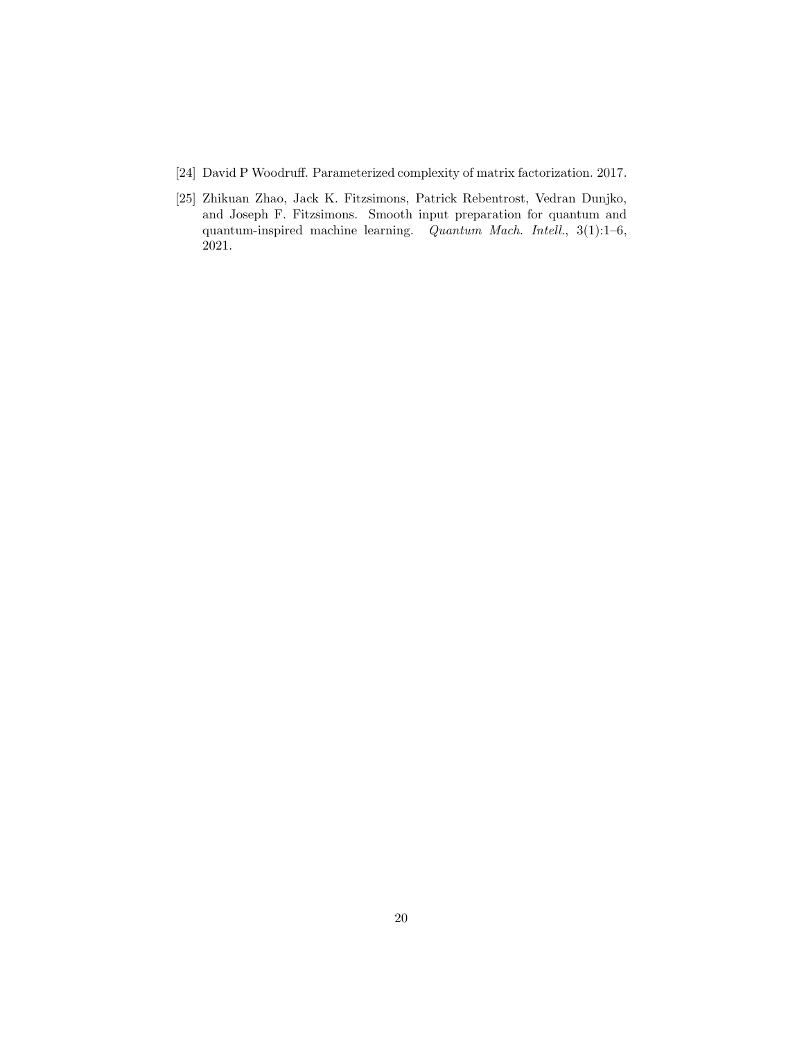[24] David P Woodruff. Parameterized complexity of matrix factorization. 2017.

[25] Zhikuan Zhao, Jack K. Fitzsimons, Patrick Rebentrost, Vedran Dunjko, and Joseph F. Fitzsimons. Smooth input preparation for quantum and quantum-inspired machine learning. *Quantum Mach. Intell.*, 3(1):1–6, 2021.